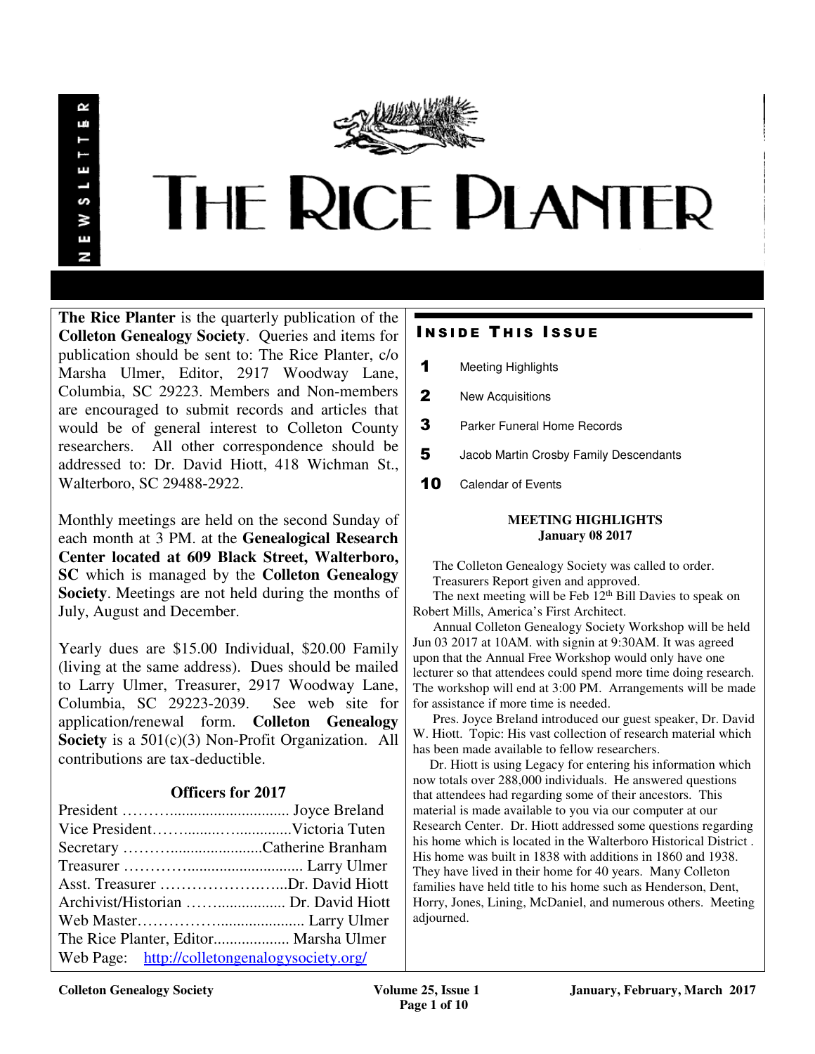# THE RICE PLANTER

NEWSLETTER

**The Rice Planter** is the quarterly publication of the **Colleton Genealogy Society**. Queries and items for publication should be sent to: The Rice Planter, c/o Marsha Ulmer, Editor, 2917 Woodway Lane, Columbia, SC 29223. Members and Non-members are encouraged to submit records and articles that would be of general interest to Colleton County researchers. All other correspondence should be addressed to: Dr. David Hiott, 418 Wichman St., Walterboro, SC 29488-2922.

Monthly meetings are held on the second Sunday of each month at 3 PM. at the **Genealogical Research Center located at 609 Black Street, Walterboro, SC** which is managed by the **Colleton Genealogy Society**. Meetings are not held during the months of July, August and December.

Yearly dues are $15.00 Individual, $20.00 Family (living at the same address). Dues should be mailed to Larry Ulmer, Treasurer, 2917 Woodway Lane, Columbia, SC 29223-2039. See web site for application/renewal form. **Colleton Genealogy Society** is a 501(c)(3) Non-Profit Organization. All contributions are tax-deductible.

### Officers for 2017

President ……….............................. Joyce Breland
Vice President…….........…..............Victoria Tuten
Secretary ……….......................Catherine Branham
Treasurer …………............................ Larry Ulmer
Asst. Treasurer ……………………...Dr. David Hiott
Archivist/Historian …….................. Dr. David Hiott
Web Master………………..................... Larry Ulmer
The Rice Planter, Editor................... Marsha Ulmer
Web Page: http://colletongenealogysociety.org/

## INSIDE THIS ISSUE

- **1** Meeting Highlights
- **2** New Acquisitions
- **3** Parker Funeral Home Records
- **5** Jacob Martin Crosby Family Descendants
- **10** Calendar of Events

### MEETING HIGHLIGHTS
**January 08 2017**

The Colleton Genealogy Society was called to order.

Treasurers Report given and approved.

The next meeting will be Feb 12th Bill Davies to speak on Robert Mills, America's First Architect.

Annual Colleton Genealogy Society Workshop will be held Jun 03 2017 at 10AM. with signin at 9:30AM. It was agreed upon that the Annual Free Workshop would only have one lecturer so that attendees could spend more time doing research. The workshop will end at 3:00 PM. Arrangements will be made for assistance if more time is needed.

Pres. Joyce Breland introduced our guest speaker, Dr. David W. Hiott. Topic: His vast collection of research material which has been made available to fellow researchers.

Dr. Hiott is using Legacy for entering his information which now totals over 288,000 individuals. He answered questions that attendees had regarding some of their ancestors. This material is made available to you via our computer at our Research Center. Dr. Hiott addressed some questions regarding his home which is located in the Walterboro Historical District . His home was built in 1838 with additions in 1860 and 1938. They have lived in their home for 40 years. Many Colleton families have held title to his home such as Henderson, Dent, Horry, Jones, Lining, McDaniel, and numerous others. Meeting adjourned.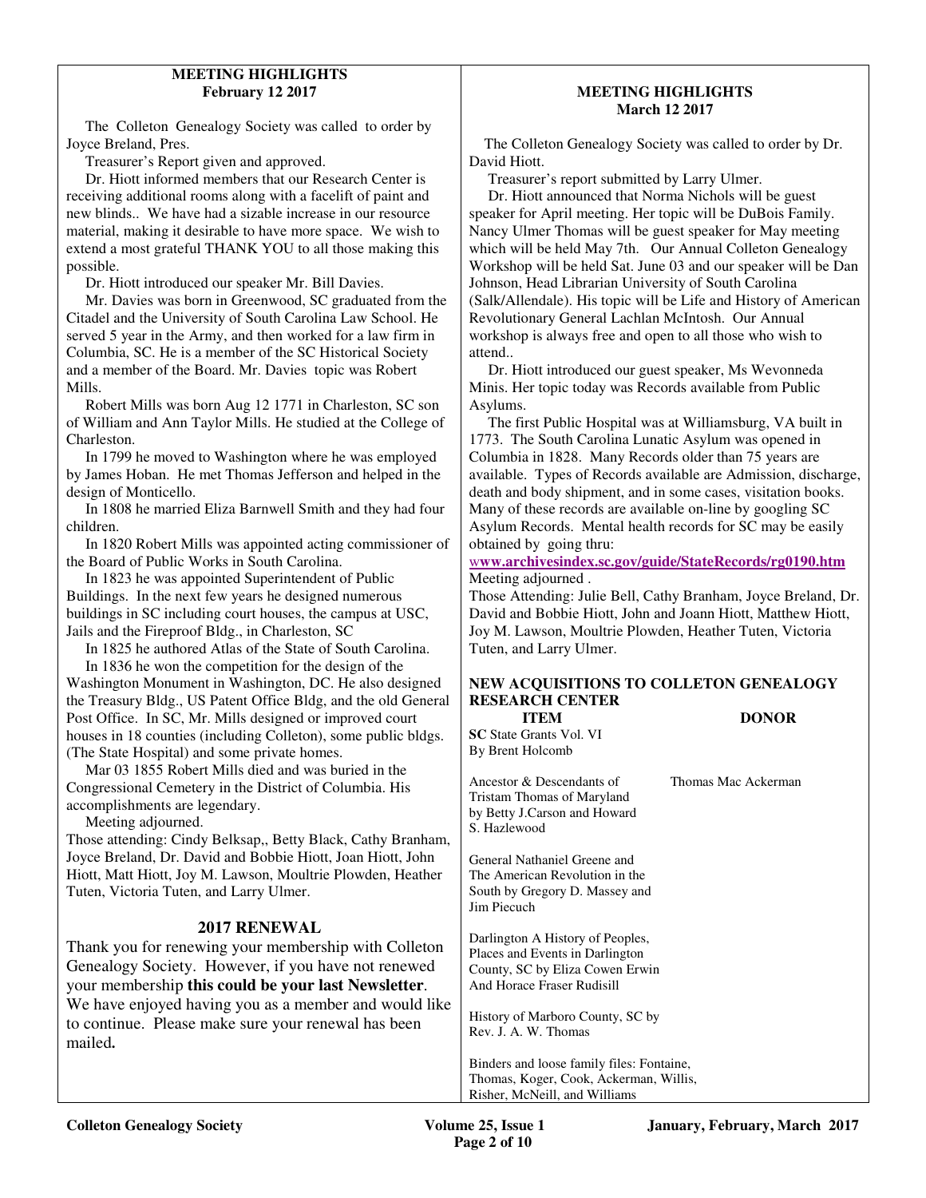## MEETING HIGHLIGHTS
**February 12 2017**

The Colleton Genealogy Society was called to order by Joyce Breland, Pres.

Treasurer's Report given and approved.

Dr. Hiott informed members that our Research Center is receiving additional rooms along with a facelift of paint and new blinds.. We have had a sizable increase in our resource material, making it desirable to have more space. We wish to extend a most grateful THANK YOU to all those making this possible.

Dr. Hiott introduced our speaker Mr. Bill Davies.

Mr. Davies was born in Greenwood, SC graduated from the Citadel and the University of South Carolina Law School. He served 5 year in the Army, and then worked for a law firm in Columbia, SC. He is a member of the SC Historical Society and a member of the Board. Mr. Davies topic was Robert Mills.

Robert Mills was born Aug 12 1771 in Charleston, SC son of William and Ann Taylor Mills. He studied at the College of Charleston.

In 1799 he moved to Washington where he was employed by James Hoban. He met Thomas Jefferson and helped in the design of Monticello.

In 1808 he married Eliza Barnwell Smith and they had four children.

In 1820 Robert Mills was appointed acting commissioner of the Board of Public Works in South Carolina.

In 1823 he was appointed Superintendent of Public Buildings. In the next few years he designed numerous buildings in SC including court houses, the campus at USC, Jails and the Fireproof Bldg., in Charleston, SC

In 1825 he authored Atlas of the State of South Carolina.

In 1836 he won the competition for the design of the Washington Monument in Washington, DC. He also designed the Treasury Bldg., US Patent Office Bldg, and the old General Post Office. In SC, Mr. Mills designed or improved court houses in 18 counties (including Colleton), some public bldgs. (The State Hospital) and some private homes.

Mar 03 1855 Robert Mills died and was buried in the Congressional Cemetery in the District of Columbia. His accomplishments are legendary.

Meeting adjourned.

Those attending: Cindy Belksap,, Betty Black, Cathy Branham, Joyce Breland, Dr. David and Bobbie Hiott, Joan Hiott, John Hiott, Matt Hiott, Joy M. Lawson, Moultrie Plowden, Heather Tuten, Victoria Tuten, and Larry Ulmer.

## 2017 RENEWAL

Thank you for renewing your membership with Colleton Genealogy Society. However, if you have not renewed your membership **this could be your last Newsletter**. We have enjoyed having you as a member and would like to continue. Please make sure your renewal has been mailed**.**

## MEETING HIGHLIGHTS
**March 12 2017**

The Colleton Genealogy Society was called to order by Dr. David Hiott.

Treasurer's report submitted by Larry Ulmer.

Dr. Hiott announced that Norma Nichols will be guest speaker for April meeting. Her topic will be DuBois Family. Nancy Ulmer Thomas will be guest speaker for May meeting which will be held May 7th. Our Annual Colleton Genealogy Workshop will be held Sat. June 03 and our speaker will be Dan Johnson, Head Librarian University of South Carolina (Salk/Allendale). His topic will be Life and History of American Revolutionary General Lachlan McIntosh. Our Annual workshop is always free and open to all those who wish to attend..

Dr. Hiott introduced our guest speaker, Ms Wevonneda Minis. Her topic today was Records available from Public Asylums.

The first Public Hospital was at Williamsburg, VA built in 1773. The South Carolina Lunatic Asylum was opened in Columbia in 1828. Many Records older than 75 years are available. Types of Records available are Admission, discharge, death and body shipment, and in some cases, visitation books. Many of these records are available on-line by googling SC Asylum Records. Mental health records for SC may be easily obtained by going thru:

**www.archivesindex.sc.gov/guide/StateRecords/rg0190.htm**

Meeting adjourned .

Those Attending: Julie Bell, Cathy Branham, Joyce Breland, Dr. David and Bobbie Hiott, John and Joann Hiott, Matthew Hiott, Joy M. Lawson, Moultrie Plowden, Heather Tuten, Victoria Tuten, and Larry Ulmer.

## NEW ACQUISITIONS TO COLLETON GENEALOGY RESEARCH CENTER

| ITEM | DONOR |
|---|---|
| **SC** State Grants Vol. VI By Brent Holcomb | |
| Ancestor & Descendants of Tristam Thomas of Maryland by Betty J.Carson and Howard S. Hazlewood | Thomas Mac Ackerman |
| General Nathaniel Greene and The American Revolution in the South by Gregory D. Massey and Jim Piecuch | |
| Darlington A History of Peoples, Places and Events in Darlington County, SC by Eliza Cowen Erwin And Horace Fraser Rudisill | |
| History of Marboro County, SC by Rev. J. A. W. Thomas | |
| Binders and loose family files: Fontaine, Thomas, Koger, Cook, Ackerman, Willis, Risher, McNeill, and Williams | |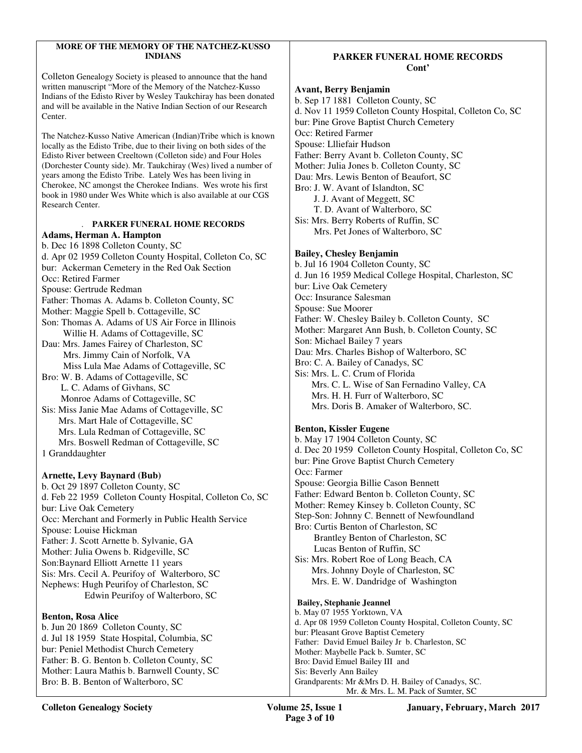## MORE OF THE MEMORY OF THE NATCHEZ-KUSSO INDIANS

Colleton Genealogy Society is pleased to announce that the hand written manuscript "More of the Memory of the Natchez-Kusso Indians of the Edisto River by Wesley Taukchiray has been donated and will be available in the Native Indian Section of our Research Center.

The Natchez-Kusso Native American (Indian)Tribe which is known locally as the Edisto Tribe, due to their living on both sides of the Edisto River between Creeltown (Colleton side) and Four Holes (Dorchester County side). Mr. Taukchiray (Wes) lived a number of years among the Edisto Tribe. Lately Wes has been living in Cherokee, NC amongst the Cherokee Indians. Wes wrote his first book in 1980 under Wes White which is also available at our CGS Research Center.

## PARKER FUNERAL HOME RECORDS

**Adams, Herman A. Hampton**
b. Dec 16 1898 Colleton County, SC
d. Apr 02 1959 Colleton County Hospital, Colleton Co, SC
bur: Ackerman Cemetery in the Red Oak Section
Occ: Retired Farmer
Spouse: Gertrude Redman
Father: Thomas A. Adams b. Colleton County, SC
Mother: Maggie Spell b. Cottageville, SC
Son: Thomas A. Adams of US Air Force in Illinois
Willie H. Adams of Cottageville, SC
Dau: Mrs. James Fairey of Charleston, SC
Mrs. Jimmy Cain of Norfolk, VA
Miss Lula Mae Adams of Cottageville, SC
Bro: W. B. Adams of Cottageville, SC
L. C. Adams of Givhans, SC
Monroe Adams of Cottageville, SC
Sis: Miss Janie Mae Adams of Cottageville, SC
Mrs. Mart Hale of Cottageville, SC
Mrs. Lula Redman of Cottageville, SC
Mrs. Boswell Redman of Cottageville, SC
1 Granddaughter

**Arnette, Levy Baynard (Bub)**
b. Oct 29 1897 Colleton County, SC
d. Feb 22 1959 Colleton County Hospital, Colleton Co, SC
bur: Live Oak Cemetery
Occ: Merchant and Formerly in Public Health Service
Spouse: Louise Hickman
Father: J. Scott Arnette b. Sylvanie, GA
Mother: Julia Owens b. Ridgeville, SC
Son:Baynard Elliott Arnette 11 years
Sis: Mrs. Cecil A. Peurifoy of Walterboro, SC
Nephews: Hugh Peurifoy of Charleston, SC
Edwin Peurifoy of Walterboro, SC

**Benton, Rosa Alice**
b. Jun 20 1869 Colleton County, SC
d. Jul 18 1959 State Hospital, Columbia, SC
bur: Peniel Methodist Church Cemetery
Father: B. G. Benton b. Colleton County, SC
Mother: Laura Mathis b. Barnwell County, SC
Bro: B. B. Benton of Walterboro, SC

## PARKER FUNERAL HOME RECORDS Cont'

**Avant, Berry Benjamin**
b. Sep 17 1881 Colleton County, SC
d. Nov 11 1959 Colleton County Hospital, Colleton Co, SC
bur: Pine Grove Baptist Church Cemetery
Occ: Retired Farmer
Spouse: Llliefair Hudson
Father: Berry Avant b. Colleton County, SC
Mother: Julia Jones b. Colleton County, SC
Dau: Mrs. Lewis Benton of Beaufort, SC
Bro: J. W. Avant of Islandton, SC
J. J. Avant of Meggett, SC
T. D. Avant of Walterboro, SC
Sis: Mrs. Berry Roberts of Ruffin, SC
Mrs. Pet Jones of Walterboro, SC

**Bailey, Chesley Benjamin**
b. Jul 16 1904 Colleton County, SC
d. Jun 16 1959 Medical College Hospital, Charleston, SC
bur: Live Oak Cemetery
Occ: Insurance Salesman
Spouse: Sue Moorer
Father: W. Chesley Bailey b. Colleton County, SC
Mother: Margaret Ann Bush, b. Colleton County, SC
Son: Michael Bailey 7 years
Dau: Mrs. Charles Bishop of Walterboro, SC
Bro: C. A. Bailey of Canadys, SC
Sis: Mrs. L. C. Crum of Florida
Mrs. C. L. Wise of San Fernadino Valley, CA
Mrs. H. H. Furr of Walterboro, SC
Mrs. Doris B. Amaker of Walterboro, SC.

**Benton, Kissler Eugene**
b. May 17 1904 Colleton County, SC
d. Dec 20 1959 Colleton County Hospital, Colleton Co, SC
bur: Pine Grove Baptist Church Cemetery
Occ: Farmer
Spouse: Georgia Billie Cason Bennett
Father: Edward Benton b. Colleton County, SC
Mother: Remey Kinsey b. Colleton County, SC
Step-Son: Johnny C. Bennett of Newfoundland
Bro: Curtis Benton of Charleston, SC
Brantley Benton of Charleston, SC
Lucas Benton of Ruffin, SC
Sis: Mrs. Robert Roe of Long Beach, CA
Mrs. Johnny Doyle of Charleston, SC
Mrs. E. W. Dandridge of Washington

**Bailey, Stephanie Jeannel**
b. May 07 1955 Yorktown, VA
d. Apr 08 1959 Colleton County Hospital, Colleton County, SC
bur: Pleasant Grove Baptist Cemetery
Father: David Emuel Bailey Jr b. Charleston, SC
Mother: Maybelle Pack b. Sumter, SC
Bro: David Emuel Bailey III and
Sis: Beverly Ann Bailey
Grandparents: Mr &Mrs D. H. Bailey of Canadys, SC.
Mr. & Mrs. L. M. Pack of Sumter, SC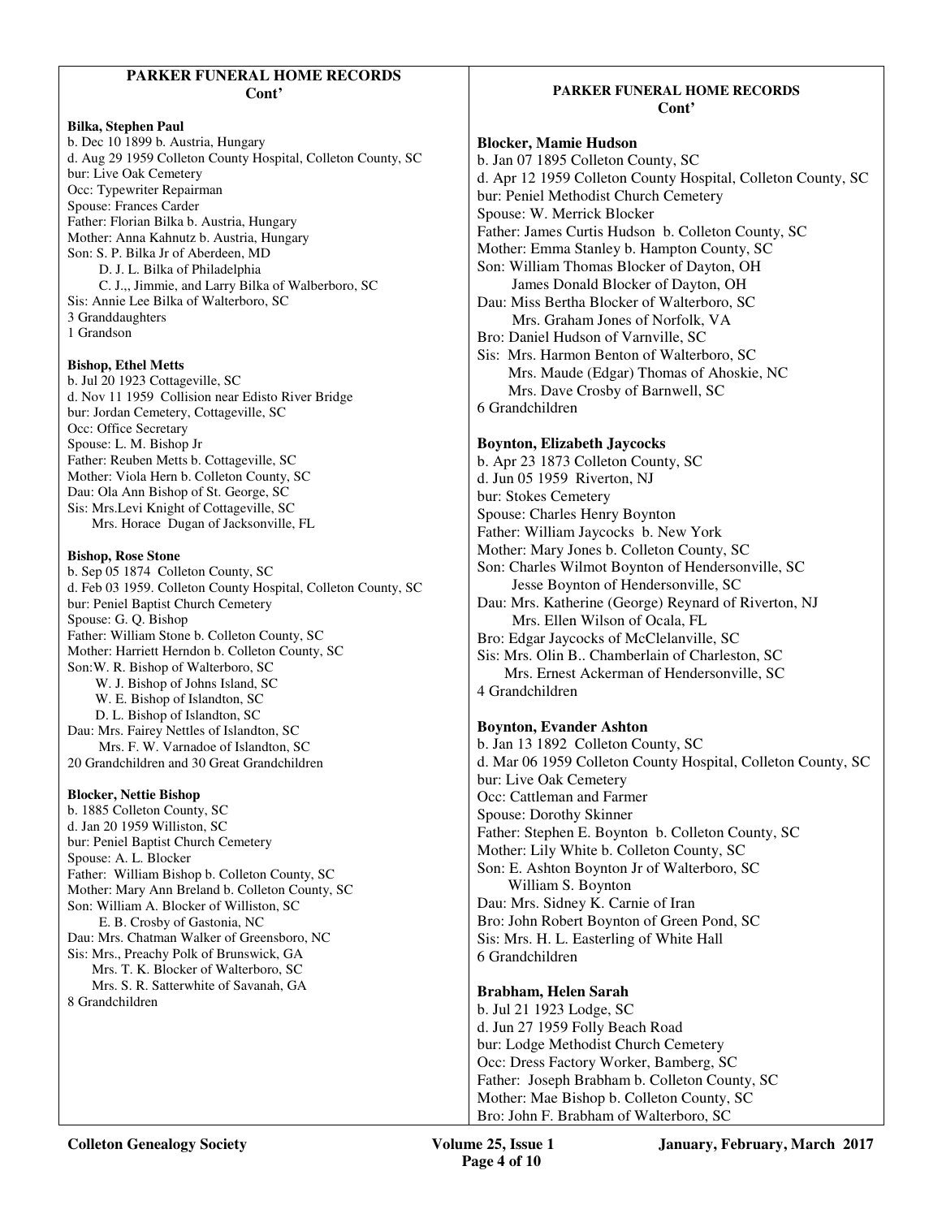## PARKER FUNERAL HOME RECORDS Cont'

**Bilka, Stephen Paul**
b. Dec 10 1899 b. Austria, Hungary
d. Aug 29 1959 Colleton County Hospital, Colleton County, SC
bur: Live Oak Cemetery
Occ: Typewriter Repairman
Spouse: Frances Carder
Father: Florian Bilka b. Austria, Hungary
Mother: Anna Kahnutz b. Austria, Hungary
Son: S. P. Bilka Jr of Aberdeen, MD
D. J. L. Bilka of Philadelphia
C. J.,, Jimmie, and Larry Bilka of Walberboro, SC
Sis: Annie Lee Bilka of Walterboro, SC
3 Granddaughters
1 Grandson

**Bishop, Ethel Metts**
b. Jul 20 1923 Cottageville, SC
d. Nov 11 1959 Collision near Edisto River Bridge
bur: Jordan Cemetery, Cottageville, SC
Occ: Office Secretary
Spouse: L. M. Bishop Jr
Father: Reuben Metts b. Cottageville, SC
Mother: Viola Hern b. Colleton County, SC
Dau: Ola Ann Bishop of St. George, SC
Sis: Mrs.Levi Knight of Cottageville, SC
Mrs. Horace Dugan of Jacksonville, FL

**Bishop, Rose Stone**
b. Sep 05 1874 Colleton County, SC
d. Feb 03 1959. Colleton County Hospital, Colleton County, SC
bur: Peniel Baptist Church Cemetery
Spouse: G. Q. Bishop
Father: William Stone b. Colleton County, SC
Mother: Harriett Herndon b. Colleton County, SC
Son:W. R. Bishop of Walterboro, SC
W. J. Bishop of Johns Island, SC
W. E. Bishop of Islandton, SC
D. L. Bishop of Islandton, SC
Dau: Mrs. Fairey Nettles of Islandton, SC
Mrs. F. W. Varnadoe of Islandton, SC
20 Grandchildren and 30 Great Grandchildren

**Blocker, Nettie Bishop**
b. 1885 Colleton County, SC
d. Jan 20 1959 Williston, SC
bur: Peniel Baptist Church Cemetery
Spouse: A. L. Blocker
Father: William Bishop b. Colleton County, SC
Mother: Mary Ann Breland b. Colleton County, SC
Son: William A. Blocker of Williston, SC
E. B. Crosby of Gastonia, NC
Dau: Mrs. Chatman Walker of Greensboro, NC
Sis: Mrs., Preachy Polk of Brunswick, GA
Mrs. T. K. Blocker of Walterboro, SC
Mrs. S. R. Satterwhite of Savanah, GA
8 Grandchildren

## PARKER FUNERAL HOME RECORDS Cont'

**Blocker, Mamie Hudson**
b. Jan 07 1895 Colleton County, SC
d. Apr 12 1959 Colleton County Hospital, Colleton County, SC
bur: Peniel Methodist Church Cemetery
Spouse: W. Merrick Blocker
Father: James Curtis Hudson b. Colleton County, SC
Mother: Emma Stanley b. Hampton County, SC
Son: William Thomas Blocker of Dayton, OH
James Donald Blocker of Dayton, OH
Dau: Miss Bertha Blocker of Walterboro, SC
Mrs. Graham Jones of Norfolk, VA
Bro: Daniel Hudson of Varnville, SC
Sis: Mrs. Harmon Benton of Walterboro, SC
Mrs. Maude (Edgar) Thomas of Ahoskie, NC
Mrs. Dave Crosby of Barnwell, SC
6 Grandchildren

**Boynton, Elizabeth Jaycocks**
b. Apr 23 1873 Colleton County, SC
d. Jun 05 1959 Riverton, NJ
bur: Stokes Cemetery
Spouse: Charles Henry Boynton
Father: William Jaycocks b. New York
Mother: Mary Jones b. Colleton County, SC
Son: Charles Wilmot Boynton of Hendersonville, SC
Jesse Boynton of Hendersonville, SC
Dau: Mrs. Katherine (George) Reynard of Riverton, NJ
Mrs. Ellen Wilson of Ocala, FL
Bro: Edgar Jaycocks of McClelanville, SC
Sis: Mrs. Olin B.. Chamberlain of Charleston, SC
Mrs. Ernest Ackerman of Hendersonville, SC
4 Grandchildren

**Boynton, Evander Ashton**
b. Jan 13 1892 Colleton County, SC
d. Mar 06 1959 Colleton County Hospital, Colleton County, SC
bur: Live Oak Cemetery
Occ: Cattleman and Farmer
Spouse: Dorothy Skinner
Father: Stephen E. Boynton b. Colleton County, SC
Mother: Lily White b. Colleton County, SC
Son: E. Ashton Boynton Jr of Walterboro, SC
William S. Boynton
Dau: Mrs. Sidney K. Carnie of Iran
Bro: John Robert Boynton of Green Pond, SC
Sis: Mrs. H. L. Easterling of White Hall
6 Grandchildren

**Brabham, Helen Sarah**
b. Jul 21 1923 Lodge, SC
d. Jun 27 1959 Folly Beach Road
bur: Lodge Methodist Church Cemetery
Occ: Dress Factory Worker, Bamberg, SC
Father: Joseph Brabham b. Colleton County, SC
Mother: Mae Bishop b. Colleton County, SC
Bro: John F. Brabham of Walterboro, SC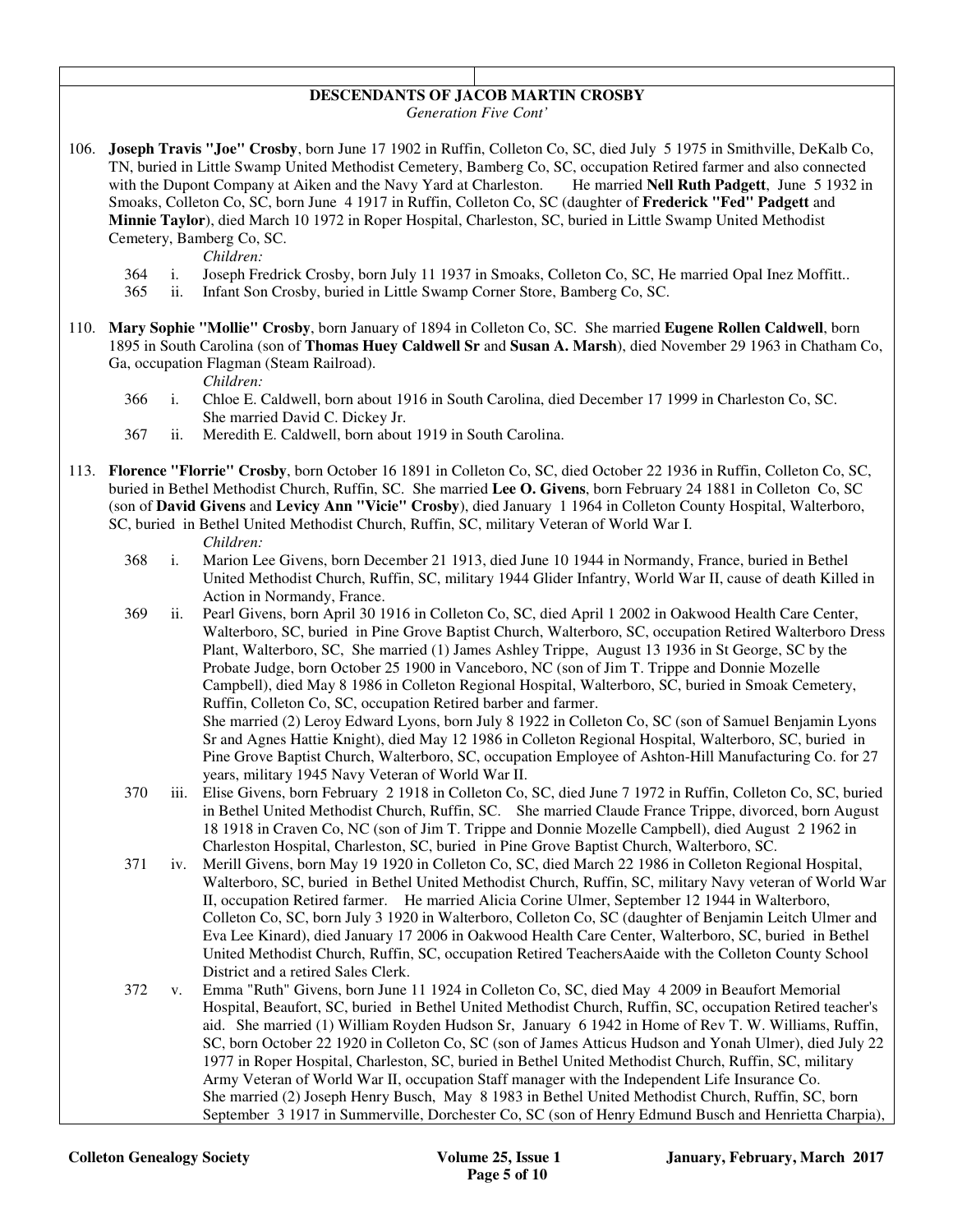**DESCENDANTS OF JACOB MARTIN CROSBY**

*Generation Five Cont'*

106. **Joseph Travis "Joe" Crosby**, born June 17 1902 in Ruffin, Colleton Co, SC, died July 5 1975 in Smithville, DeKalb Co, TN, buried in Little Swamp United Methodist Cemetery, Bamberg Co, SC, occupation Retired farmer and also connected with the Dupont Company at Aiken and the Navy Yard at Charleston. He married **Nell Ruth Padgett**, June 5 1932 in Smoaks, Colleton Co, SC, born June 4 1917 in Ruffin, Colleton Co, SC (daughter of **Frederick "Fed" Padgett** and **Minnie Taylor**), died March 10 1972 in Roper Hospital, Charleston, SC, buried in Little Swamp United Methodist Cemetery, Bamberg Co, SC.

   *Children:*

   364 i. Joseph Fredrick Crosby, born July 11 1937 in Smoaks, Colleton Co, SC, He married Opal Inez Moffitt..

   365 ii. Infant Son Crosby, buried in Little Swamp Corner Store, Bamberg Co, SC.

110. **Mary Sophie "Mollie" Crosby**, born January of 1894 in Colleton Co, SC. She married **Eugene Rollen Caldwell**, born 1895 in South Carolina (son of **Thomas Huey Caldwell Sr** and **Susan A. Marsh**), died November 29 1963 in Chatham Co, Ga, occupation Flagman (Steam Railroad).

   *Children:*

   366 i. Chloe E. Caldwell, born about 1916 in South Carolina, died December 17 1999 in Charleston Co, SC. She married David C. Dickey Jr.

   367 ii. Meredith E. Caldwell, born about 1919 in South Carolina.

113. **Florence "Florrie" Crosby**, born October 16 1891 in Colleton Co, SC, died October 22 1936 in Ruffin, Colleton Co, SC, buried in Bethel Methodist Church, Ruffin, SC. She married **Lee O. Givens**, born February 24 1881 in Colleton Co, SC (son of **David Givens** and **Levicy Ann "Vicie" Crosby**), died January 1 1964 in Colleton County Hospital, Walterboro, SC, buried in Bethel United Methodist Church, Ruffin, SC, military Veteran of World War I.

   *Children:*

   368 i. Marion Lee Givens, born December 21 1913, died June 10 1944 in Normandy, France, buried in Bethel United Methodist Church, Ruffin, SC, military 1944 Glider Infantry, World War II, cause of death Killed in Action in Normandy, France.

   369 ii. Pearl Givens, born April 30 1916 in Colleton Co, SC, died April 1 2002 in Oakwood Health Care Center, Walterboro, SC, buried in Pine Grove Baptist Church, Walterboro, SC, occupation Retired Walterboro Dress Plant, Walterboro, SC, She married (1) James Ashley Trippe, August 13 1936 in St George, SC by the Probate Judge, born October 25 1900 in Vanceboro, NC (son of Jim T. Trippe and Donnie Mozelle Campbell), died May 8 1986 in Colleton Regional Hospital, Walterboro, SC, buried in Smoak Cemetery, Ruffin, Colleton Co, SC, occupation Retired barber and farmer.
   She married (2) Leroy Edward Lyons, born July 8 1922 in Colleton Co, SC (son of Samuel Benjamin Lyons Sr and Agnes Hattie Knight), died May 12 1986 in Colleton Regional Hospital, Walterboro, SC, buried in Pine Grove Baptist Church, Walterboro, SC, occupation Employee of Ashton-Hill Manufacturing Co. for 27 years, military 1945 Navy Veteran of World War II.

   370 iii. Elise Givens, born February 2 1918 in Colleton Co, SC, died June 7 1972 in Ruffin, Colleton Co, SC, buried in Bethel United Methodist Church, Ruffin, SC. She married Claude France Trippe, divorced, born August 18 1918 in Craven Co, NC (son of Jim T. Trippe and Donnie Mozelle Campbell), died August 2 1962 in Charleston Hospital, Charleston, SC, buried in Pine Grove Baptist Church, Walterboro, SC.

   371 iv. Merill Givens, born May 19 1920 in Colleton Co, SC, died March 22 1986 in Colleton Regional Hospital, Walterboro, SC, buried in Bethel United Methodist Church, Ruffin, SC, military Navy veteran of World War II, occupation Retired farmer. He married Alicia Corine Ulmer, September 12 1944 in Walterboro, Colleton Co, SC, born July 3 1920 in Walterboro, Colleton Co, SC (daughter of Benjamin Leitch Ulmer and Eva Lee Kinard), died January 17 2006 in Oakwood Health Care Center, Walterboro, SC, buried in Bethel United Methodist Church, Ruffin, SC, occupation Retired TeachersAaide with the Colleton County School District and a retired Sales Clerk.

   372 v. Emma "Ruth" Givens, born June 11 1924 in Colleton Co, SC, died May 4 2009 in Beaufort Memorial Hospital, Beaufort, SC, buried in Bethel United Methodist Church, Ruffin, SC, occupation Retired teacher's aid. She married (1) William Royden Hudson Sr, January 6 1942 in Home of Rev T. W. Williams, Ruffin, SC, born October 22 1920 in Colleton Co, SC (son of James Atticus Hudson and Yonah Ulmer), died July 22 1977 in Roper Hospital, Charleston, SC, buried in Bethel United Methodist Church, Ruffin, SC, military Army Veteran of World War II, occupation Staff manager with the Independent Life Insurance Co.
   She married (2) Joseph Henry Busch, May 8 1983 in Bethel United Methodist Church, Ruffin, SC, born September 3 1917 in Summerville, Dorchester Co, SC (son of Henry Edmund Busch and Henrietta Charpia),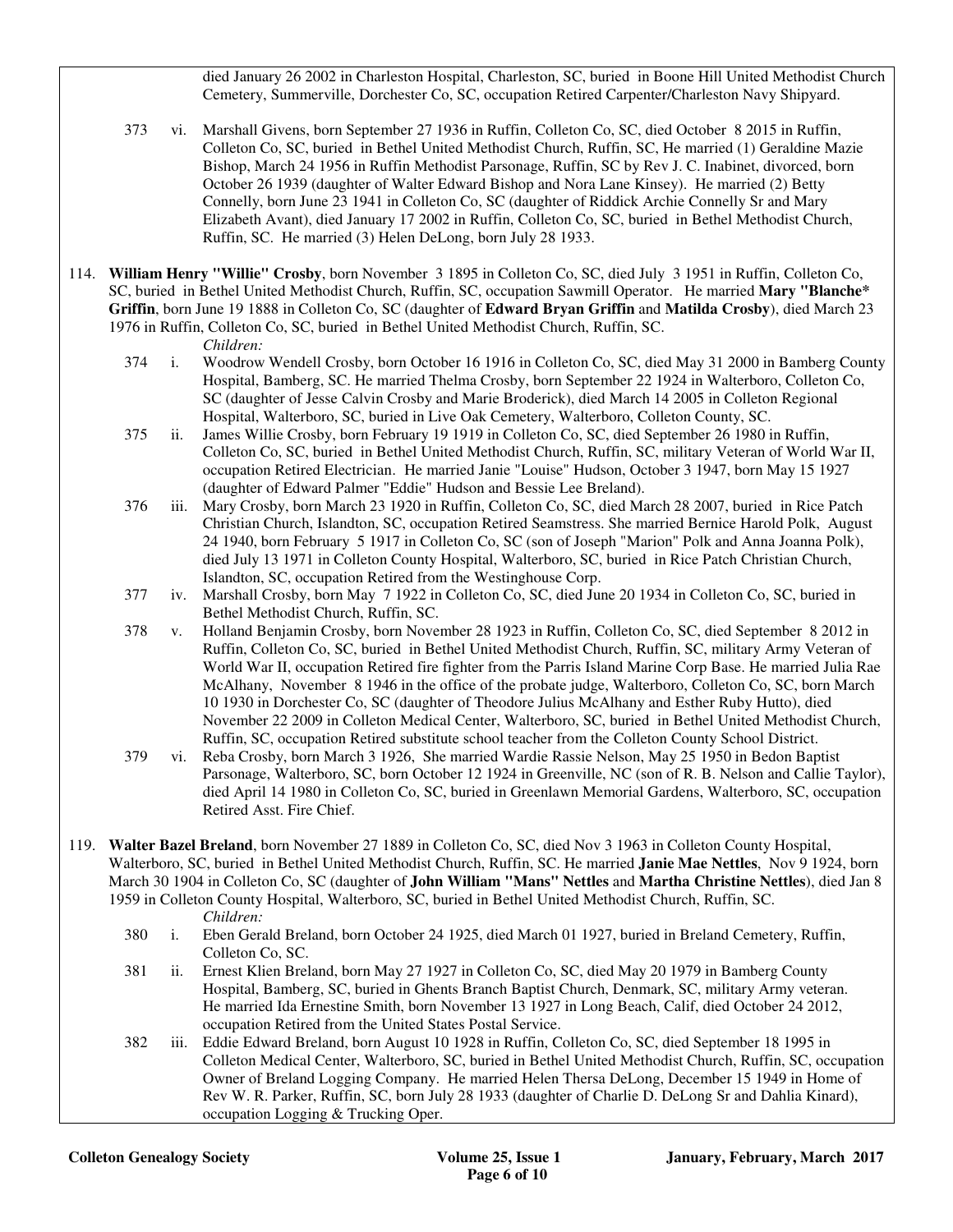died January 26 2002 in Charleston Hospital, Charleston, SC, buried in Boone Hill United Methodist Church Cemetery, Summerville, Dorchester Co, SC, occupation Retired Carpenter/Charleston Navy Shipyard.

373 vi. Marshall Givens, born September 27 1936 in Ruffin, Colleton Co, SC, died October 8 2015 in Ruffin, Colleton Co, SC, buried in Bethel United Methodist Church, Ruffin, SC, He married (1) Geraldine Mazie Bishop, March 24 1956 in Ruffin Methodist Parsonage, Ruffin, SC by Rev J. C. Inabinet, divorced, born October 26 1939 (daughter of Walter Edward Bishop and Nora Lane Kinsey). He married (2) Betty Connelly, born June 23 1941 in Colleton Co, SC (daughter of Riddick Archie Connelly Sr and Mary Elizabeth Avant), died January 17 2002 in Ruffin, Colleton Co, SC, buried in Bethel Methodist Church, Ruffin, SC. He married (3) Helen DeLong, born July 28 1933.

114. **William Henry "Willie" Crosby**, born November 3 1895 in Colleton Co, SC, died July 3 1951 in Ruffin, Colleton Co, SC, buried in Bethel United Methodist Church, Ruffin, SC, occupation Sawmill Operator. He married **Mary "Blanche* Griffin**, born June 19 1888 in Colleton Co, SC (daughter of **Edward Bryan Griffin** and **Matilda Crosby**), died March 23 1976 in Ruffin, Colleton Co, SC, buried in Bethel United Methodist Church, Ruffin, SC.

*Children:*

374 i. Woodrow Wendell Crosby, born October 16 1916 in Colleton Co, SC, died May 31 2000 in Bamberg County Hospital, Bamberg, SC. He married Thelma Crosby, born September 22 1924 in Walterboro, Colleton Co, SC (daughter of Jesse Calvin Crosby and Marie Broderick), died March 14 2005 in Colleton Regional Hospital, Walterboro, SC, buried in Live Oak Cemetery, Walterboro, Colleton County, SC.

375 ii. James Willie Crosby, born February 19 1919 in Colleton Co, SC, died September 26 1980 in Ruffin, Colleton Co, SC, buried in Bethel United Methodist Church, Ruffin, SC, military Veteran of World War II, occupation Retired Electrician. He married Janie "Louise" Hudson, October 3 1947, born May 15 1927 (daughter of Edward Palmer "Eddie" Hudson and Bessie Lee Breland).

376 iii. Mary Crosby, born March 23 1920 in Ruffin, Colleton Co, SC, died March 28 2007, buried in Rice Patch Christian Church, Islandton, SC, occupation Retired Seamstress. She married Bernice Harold Polk, August 24 1940, born February 5 1917 in Colleton Co, SC (son of Joseph "Marion" Polk and Anna Joanna Polk), died July 13 1971 in Colleton County Hospital, Walterboro, SC, buried in Rice Patch Christian Church, Islandton, SC, occupation Retired from the Westinghouse Corp.

377 iv. Marshall Crosby, born May 7 1922 in Colleton Co, SC, died June 20 1934 in Colleton Co, SC, buried in Bethel Methodist Church, Ruffin, SC.

378 v. Holland Benjamin Crosby, born November 28 1923 in Ruffin, Colleton Co, SC, died September 8 2012 in Ruffin, Colleton Co, SC, buried in Bethel United Methodist Church, Ruffin, SC, military Army Veteran of World War II, occupation Retired fire fighter from the Parris Island Marine Corp Base. He married Julia Rae McAlhany, November 8 1946 in the office of the probate judge, Walterboro, Colleton Co, SC, born March 10 1930 in Dorchester Co, SC (daughter of Theodore Julius McAlhany and Esther Ruby Hutto), died November 22 2009 in Colleton Medical Center, Walterboro, SC, buried in Bethel United Methodist Church, Ruffin, SC, occupation Retired substitute school teacher from the Colleton County School District.

379 vi. Reba Crosby, born March 3 1926, She married Wardie Rassie Nelson, May 25 1950 in Bedon Baptist Parsonage, Walterboro, SC, born October 12 1924 in Greenville, NC (son of R. B. Nelson and Callie Taylor), died April 14 1980 in Colleton Co, SC, buried in Greenlawn Memorial Gardens, Walterboro, SC, occupation Retired Asst. Fire Chief.

119. **Walter Bazel Breland**, born November 27 1889 in Colleton Co, SC, died Nov 3 1963 in Colleton County Hospital, Walterboro, SC, buried in Bethel United Methodist Church, Ruffin, SC. He married **Janie Mae Nettles**, Nov 9 1924, born March 30 1904 in Colleton Co, SC (daughter of **John William "Mans" Nettles** and **Martha Christine Nettles**), died Jan 8 1959 in Colleton County Hospital, Walterboro, SC, buried in Bethel United Methodist Church, Ruffin, SC.

*Children:*

380 i. Eben Gerald Breland, born October 24 1925, died March 01 1927, buried in Breland Cemetery, Ruffin, Colleton Co, SC.

381 ii. Ernest Klien Breland, born May 27 1927 in Colleton Co, SC, died May 20 1979 in Bamberg County Hospital, Bamberg, SC, buried in Ghents Branch Baptist Church, Denmark, SC, military Army veteran. He married Ida Ernestine Smith, born November 13 1927 in Long Beach, Calif, died October 24 2012, occupation Retired from the United States Postal Service.

382 iii. Eddie Edward Breland, born August 10 1928 in Ruffin, Colleton Co, SC, died September 18 1995 in Colleton Medical Center, Walterboro, SC, buried in Bethel United Methodist Church, Ruffin, SC, occupation Owner of Breland Logging Company. He married Helen Thersa DeLong, December 15 1949 in Home of Rev W. R. Parker, Ruffin, SC, born July 28 1933 (daughter of Charlie D. DeLong Sr and Dahlia Kinard), occupation Logging & Trucking Oper.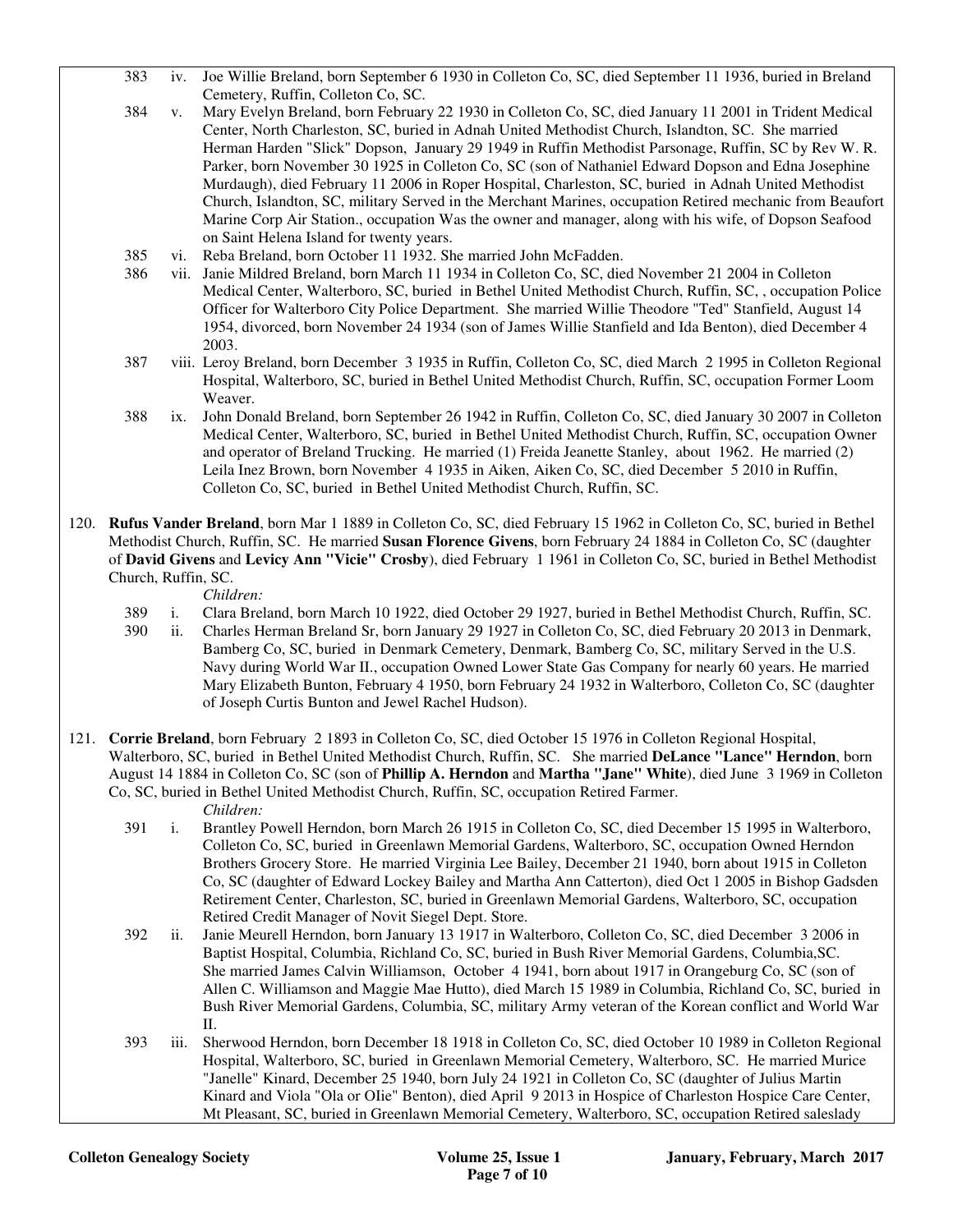383 iv. Joe Willie Breland, born September 6 1930 in Colleton Co, SC, died September 11 1936, buried in Breland Cemetery, Ruffin, Colleton Co, SC.

384 v. Mary Evelyn Breland, born February 22 1930 in Colleton Co, SC, died January 11 2001 in Trident Medical Center, North Charleston, SC, buried in Adnah United Methodist Church, Islandton, SC. She married Herman Harden "Slick" Dopson, January 29 1949 in Ruffin Methodist Parsonage, Ruffin, SC by Rev W. R. Parker, born November 30 1925 in Colleton Co, SC (son of Nathaniel Edward Dopson and Edna Josephine Murdaugh), died February 11 2006 in Roper Hospital, Charleston, SC, buried in Adnah United Methodist Church, Islandton, SC, military Served in the Merchant Marines, occupation Retired mechanic from Beaufort Marine Corp Air Station., occupation Was the owner and manager, along with his wife, of Dopson Seafood on Saint Helena Island for twenty years.

385 vi. Reba Breland, born October 11 1932. She married John McFadden.

386 vii. Janie Mildred Breland, born March 11 1934 in Colleton Co, SC, died November 21 2004 in Colleton Medical Center, Walterboro, SC, buried in Bethel United Methodist Church, Ruffin, SC, , occupation Police Officer for Walterboro City Police Department. She married Willie Theodore "Ted" Stanfield, August 14 1954, divorced, born November 24 1934 (son of James Willie Stanfield and Ida Benton), died December 4 2003.

387 viii. Leroy Breland, born December 3 1935 in Ruffin, Colleton Co, SC, died March 2 1995 in Colleton Regional Hospital, Walterboro, SC, buried in Bethel United Methodist Church, Ruffin, SC, occupation Former Loom Weaver.

388 ix. John Donald Breland, born September 26 1942 in Ruffin, Colleton Co, SC, died January 30 2007 in Colleton Medical Center, Walterboro, SC, buried in Bethel United Methodist Church, Ruffin, SC, occupation Owner and operator of Breland Trucking. He married (1) Freida Jeanette Stanley, about 1962. He married (2) Leila Inez Brown, born November 4 1935 in Aiken, Aiken Co, SC, died December 5 2010 in Ruffin, Colleton Co, SC, buried in Bethel United Methodist Church, Ruffin, SC.

120. **Rufus Vander Breland**, born Mar 1 1889 in Colleton Co, SC, died February 15 1962 in Colleton Co, SC, buried in Bethel Methodist Church, Ruffin, SC. He married **Susan Florence Givens**, born February 24 1884 in Colleton Co, SC (daughter of **David Givens** and **Levicy Ann "Vicie" Crosby**), died February 1 1961 in Colleton Co, SC, buried in Bethel Methodist Church, Ruffin, SC.

*Children:*

389 i. Clara Breland, born March 10 1922, died October 29 1927, buried in Bethel Methodist Church, Ruffin, SC.

390 ii. Charles Herman Breland Sr, born January 29 1927 in Colleton Co, SC, died February 20 2013 in Denmark, Bamberg Co, SC, buried in Denmark Cemetery, Denmark, Bamberg Co, SC, military Served in the U.S. Navy during World War II., occupation Owned Lower State Gas Company for nearly 60 years. He married Mary Elizabeth Bunton, February 4 1950, born February 24 1932 in Walterboro, Colleton Co, SC (daughter of Joseph Curtis Bunton and Jewel Rachel Hudson).

121. **Corrie Breland**, born February 2 1893 in Colleton Co, SC, died October 15 1976 in Colleton Regional Hospital, Walterboro, SC, buried in Bethel United Methodist Church, Ruffin, SC. She married **DeLance "Lance" Herndon**, born August 14 1884 in Colleton Co, SC (son of **Phillip A. Herndon** and **Martha "Jane" White**), died June 3 1969 in Colleton Co, SC, buried in Bethel United Methodist Church, Ruffin, SC, occupation Retired Farmer.

*Children:*

391 i. Brantley Powell Herndon, born March 26 1915 in Colleton Co, SC, died December 15 1995 in Walterboro, Colleton Co, SC, buried in Greenlawn Memorial Gardens, Walterboro, SC, occupation Owned Herndon Brothers Grocery Store. He married Virginia Lee Bailey, December 21 1940, born about 1915 in Colleton Co, SC (daughter of Edward Lockey Bailey and Martha Ann Catterton), died Oct 1 2005 in Bishop Gadsden Retirement Center, Charleston, SC, buried in Greenlawn Memorial Gardens, Walterboro, SC, occupation Retired Credit Manager of Novit Siegel Dept. Store.

392 ii. Janie Meurell Herndon, born January 13 1917 in Walterboro, Colleton Co, SC, died December 3 2006 in Baptist Hospital, Columbia, Richland Co, SC, buried in Bush River Memorial Gardens, Columbia,SC. She married James Calvin Williamson, October 4 1941, born about 1917 in Orangeburg Co, SC (son of Allen C. Williamson and Maggie Mae Hutto), died March 15 1989 in Columbia, Richland Co, SC, buried in Bush River Memorial Gardens, Columbia, SC, military Army veteran of the Korean conflict and World War II.

393 iii. Sherwood Herndon, born December 18 1918 in Colleton Co, SC, died October 10 1989 in Colleton Regional Hospital, Walterboro, SC, buried in Greenlawn Memorial Cemetery, Walterboro, SC. He married Murice "Janelle" Kinard, December 25 1940, born July 24 1921 in Colleton Co, SC (daughter of Julius Martin Kinard and Viola "Ola or OIie" Benton), died April 9 2013 in Hospice of Charleston Hospice Care Center, Mt Pleasant, SC, buried in Greenlawn Memorial Cemetery, Walterboro, SC, occupation Retired saleslady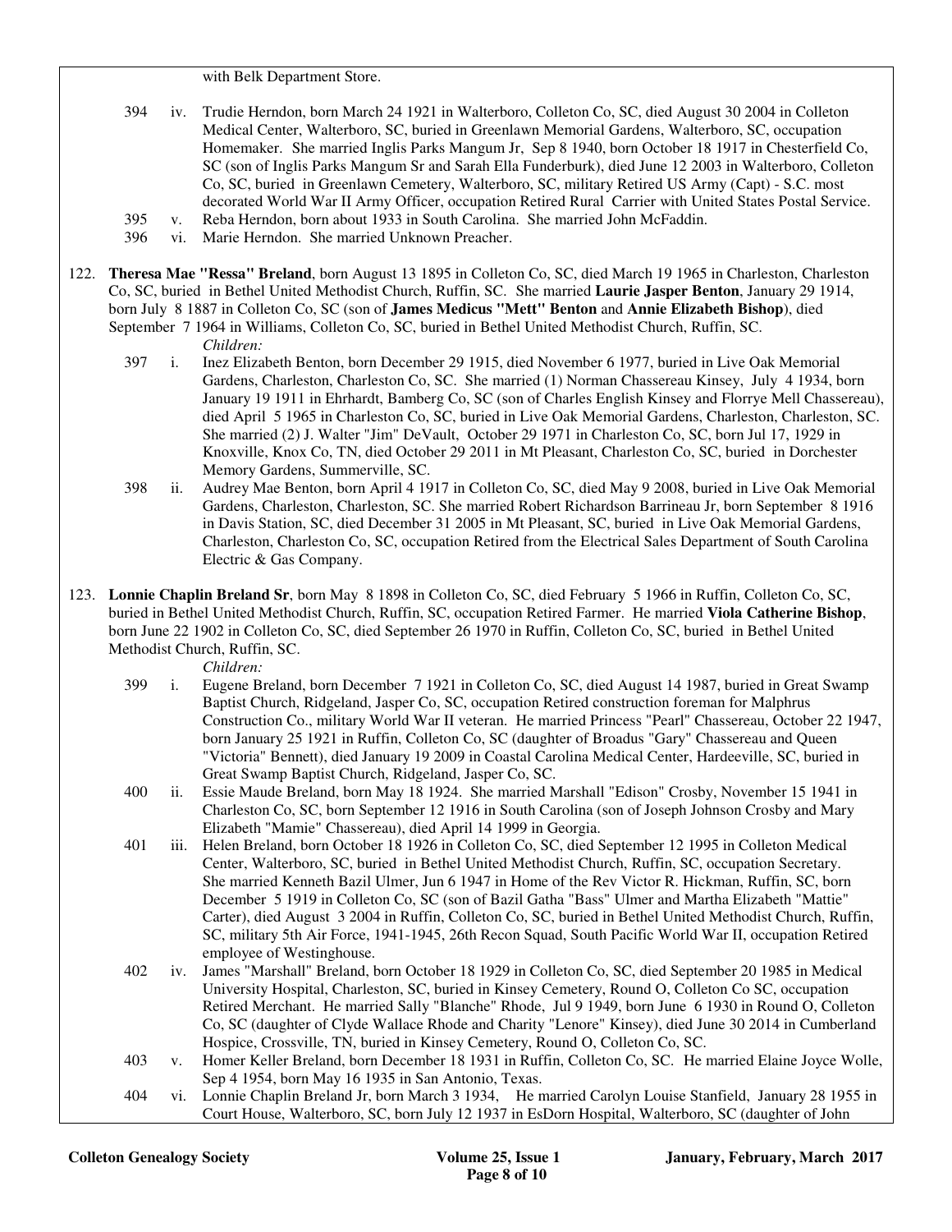with Belk Department Store.

394 iv. Trudie Herndon, born March 24 1921 in Walterboro, Colleton Co, SC, died August 30 2004 in Colleton Medical Center, Walterboro, SC, buried in Greenlawn Memorial Gardens, Walterboro, SC, occupation Homemaker. She married Inglis Parks Mangum Jr, Sep 8 1940, born October 18 1917 in Chesterfield Co, SC (son of Inglis Parks Mangum Sr and Sarah Ella Funderburk), died June 12 2003 in Walterboro, Colleton Co, SC, buried in Greenlawn Cemetery, Walterboro, SC, military Retired US Army (Capt) - S.C. most decorated World War II Army Officer, occupation Retired Rural Carrier with United States Postal Service.

395 v. Reba Herndon, born about 1933 in South Carolina. She married John McFaddin.

396 vi. Marie Herndon. She married Unknown Preacher.

122. **Theresa Mae "Ressa" Breland**, born August 13 1895 in Colleton Co, SC, died March 19 1965 in Charleston, Charleston Co, SC, buried in Bethel United Methodist Church, Ruffin, SC. She married **Laurie Jasper Benton**, January 29 1914, born July 8 1887 in Colleton Co, SC (son of **James Medicus "Mett" Benton** and **Annie Elizabeth Bishop**), died September 7 1964 in Williams, Colleton Co, SC, buried in Bethel United Methodist Church, Ruffin, SC.

*Children:*

397 i. Inez Elizabeth Benton, born December 29 1915, died November 6 1977, buried in Live Oak Memorial Gardens, Charleston, Charleston Co, SC. She married (1) Norman Chassereau Kinsey, July 4 1934, born January 19 1911 in Ehrhardt, Bamberg Co, SC (son of Charles English Kinsey and Florrye Mell Chassereau), died April 5 1965 in Charleston Co, SC, buried in Live Oak Memorial Gardens, Charleston, Charleston, SC. She married (2) J. Walter "Jim" DeVault, October 29 1971 in Charleston Co, SC, born Jul 17, 1929 in Knoxville, Knox Co, TN, died October 29 2011 in Mt Pleasant, Charleston Co, SC, buried in Dorchester Memory Gardens, Summerville, SC.

398 ii. Audrey Mae Benton, born April 4 1917 in Colleton Co, SC, died May 9 2008, buried in Live Oak Memorial Gardens, Charleston, Charleston, SC. She married Robert Richardson Barrineau Jr, born September 8 1916 in Davis Station, SC, died December 31 2005 in Mt Pleasant, SC, buried in Live Oak Memorial Gardens, Charleston, Charleston Co, SC, occupation Retired from the Electrical Sales Department of South Carolina Electric & Gas Company.

123. **Lonnie Chaplin Breland Sr**, born May 8 1898 in Colleton Co, SC, died February 5 1966 in Ruffin, Colleton Co, SC, buried in Bethel United Methodist Church, Ruffin, SC, occupation Retired Farmer. He married **Viola Catherine Bishop**, born June 22 1902 in Colleton Co, SC, died September 26 1970 in Ruffin, Colleton Co, SC, buried in Bethel United Methodist Church, Ruffin, SC.

*Children:*

399 i. Eugene Breland, born December 7 1921 in Colleton Co, SC, died August 14 1987, buried in Great Swamp Baptist Church, Ridgeland, Jasper Co, SC, occupation Retired construction foreman for Malphrus Construction Co., military World War II veteran. He married Princess "Pearl" Chassereau, October 22 1947, born January 25 1921 in Ruffin, Colleton Co, SC (daughter of Broadus "Gary" Chassereau and Queen "Victoria" Bennett), died January 19 2009 in Coastal Carolina Medical Center, Hardeeville, SC, buried in Great Swamp Baptist Church, Ridgeland, Jasper Co, SC.

400 ii. Essie Maude Breland, born May 18 1924. She married Marshall "Edison" Crosby, November 15 1941 in Charleston Co, SC, born September 12 1916 in South Carolina (son of Joseph Johnson Crosby and Mary Elizabeth "Mamie" Chassereau), died April 14 1999 in Georgia.

401 iii. Helen Breland, born October 18 1926 in Colleton Co, SC, died September 12 1995 in Colleton Medical Center, Walterboro, SC, buried in Bethel United Methodist Church, Ruffin, SC, occupation Secretary. She married Kenneth Bazil Ulmer, Jun 6 1947 in Home of the Rev Victor R. Hickman, Ruffin, SC, born December 5 1919 in Colleton Co, SC (son of Bazil Gatha "Bass" Ulmer and Martha Elizabeth "Mattie" Carter), died August 3 2004 in Ruffin, Colleton Co, SC, buried in Bethel United Methodist Church, Ruffin, SC, military 5th Air Force, 1941-1945, 26th Recon Squad, South Pacific World War II, occupation Retired employee of Westinghouse.

402 iv. James "Marshall" Breland, born October 18 1929 in Colleton Co, SC, died September 20 1985 in Medical University Hospital, Charleston, SC, buried in Kinsey Cemetery, Round O, Colleton Co SC, occupation Retired Merchant. He married Sally "Blanche" Rhode, Jul 9 1949, born June 6 1930 in Round O, Colleton Co, SC (daughter of Clyde Wallace Rhode and Charity "Lenore" Kinsey), died June 30 2014 in Cumberland Hospice, Crossville, TN, buried in Kinsey Cemetery, Round O, Colleton Co, SC.

403 v. Homer Keller Breland, born December 18 1931 in Ruffin, Colleton Co, SC. He married Elaine Joyce Wolle, Sep 4 1954, born May 16 1935 in San Antonio, Texas.

404 vi. Lonnie Chaplin Breland Jr, born March 3 1934, He married Carolyn Louise Stanfield, January 28 1955 in Court House, Walterboro, SC, born July 12 1937 in EsDorn Hospital, Walterboro, SC (daughter of John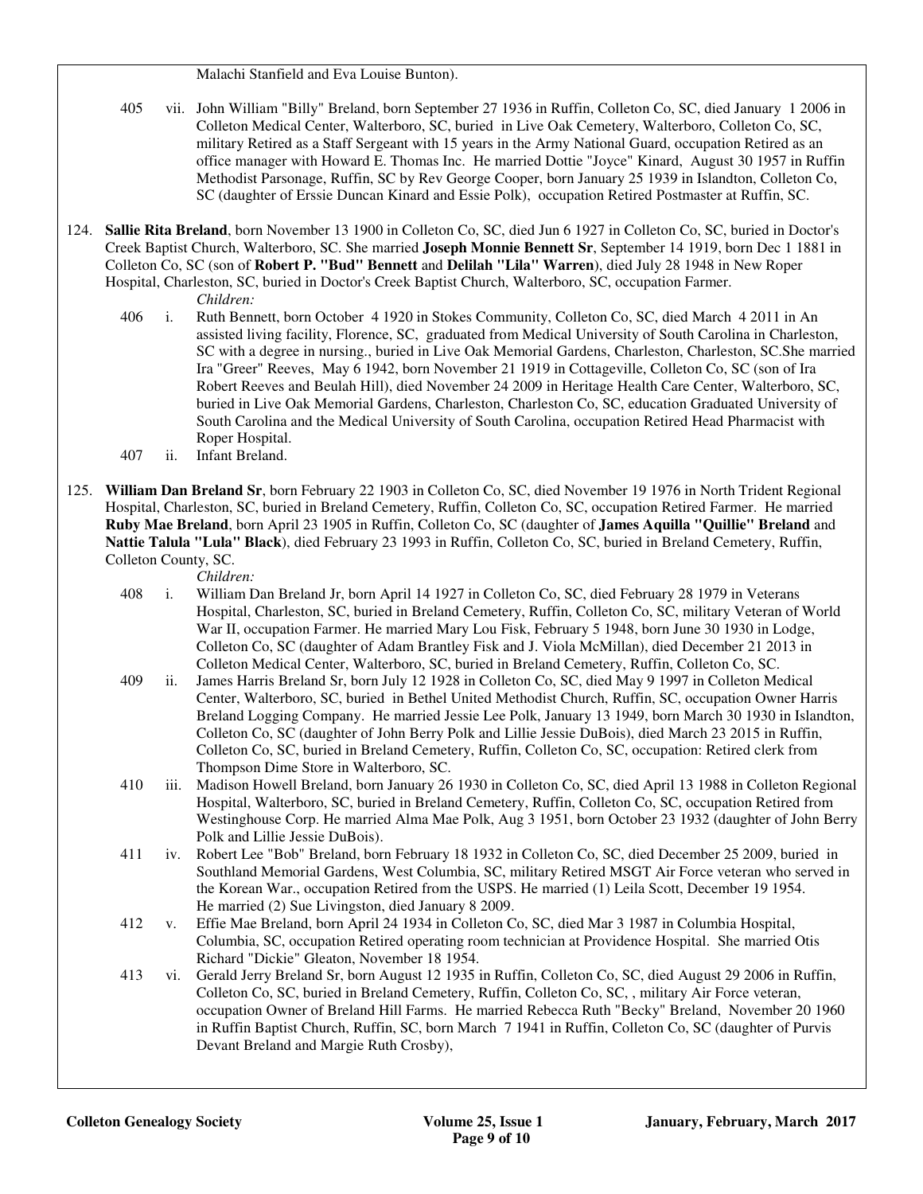Malachi Stanfield and Eva Louise Bunton).

405 vii. John William "Billy" Breland, born September 27 1936 in Ruffin, Colleton Co, SC, died January 1 2006 in Colleton Medical Center, Walterboro, SC, buried in Live Oak Cemetery, Walterboro, Colleton Co, SC, military Retired as a Staff Sergeant with 15 years in the Army National Guard, occupation Retired as an office manager with Howard E. Thomas Inc. He married Dottie "Joyce" Kinard, August 30 1957 in Ruffin Methodist Parsonage, Ruffin, SC by Rev George Cooper, born January 25 1939 in Islandton, Colleton Co, SC (daughter of Erssie Duncan Kinard and Essie Polk), occupation Retired Postmaster at Ruffin, SC.

124. **Sallie Rita Breland**, born November 13 1900 in Colleton Co, SC, died Jun 6 1927 in Colleton Co, SC, buried in Doctor's Creek Baptist Church, Walterboro, SC. She married **Joseph Monnie Bennett Sr**, September 14 1919, born Dec 1 1881 in Colleton Co, SC (son of **Robert P. "Bud" Bennett** and **Delilah "Lila" Warren**), died July 28 1948 in New Roper Hospital, Charleston, SC, buried in Doctor's Creek Baptist Church, Walterboro, SC, occupation Farmer.

*Children:*

406 i. Ruth Bennett, born October 4 1920 in Stokes Community, Colleton Co, SC, died March 4 2011 in An assisted living facility, Florence, SC, graduated from Medical University of South Carolina in Charleston, SC with a degree in nursing., buried in Live Oak Memorial Gardens, Charleston, Charleston, SC.She married Ira "Greer" Reeves, May 6 1942, born November 21 1919 in Cottageville, Colleton Co, SC (son of Ira Robert Reeves and Beulah Hill), died November 24 2009 in Heritage Health Care Center, Walterboro, SC, buried in Live Oak Memorial Gardens, Charleston, Charleston Co, SC, education Graduated University of South Carolina and the Medical University of South Carolina, occupation Retired Head Pharmacist with Roper Hospital.

407 ii. Infant Breland.

125. **William Dan Breland Sr**, born February 22 1903 in Colleton Co, SC, died November 19 1976 in North Trident Regional Hospital, Charleston, SC, buried in Breland Cemetery, Ruffin, Colleton Co, SC, occupation Retired Farmer. He married **Ruby Mae Breland**, born April 23 1905 in Ruffin, Colleton Co, SC (daughter of **James Aquilla "Quillie" Breland** and **Nattie Talula "Lula" Black**), died February 23 1993 in Ruffin, Colleton Co, SC, buried in Breland Cemetery, Ruffin, Colleton County, SC.

*Children:*

408 i. William Dan Breland Jr, born April 14 1927 in Colleton Co, SC, died February 28 1979 in Veterans Hospital, Charleston, SC, buried in Breland Cemetery, Ruffin, Colleton Co, SC, military Veteran of World War II, occupation Farmer. He married Mary Lou Fisk, February 5 1948, born June 30 1930 in Lodge, Colleton Co, SC (daughter of Adam Brantley Fisk and J. Viola McMillan), died December 21 2013 in Colleton Medical Center, Walterboro, SC, buried in Breland Cemetery, Ruffin, Colleton Co, SC.

409 ii. James Harris Breland Sr, born July 12 1928 in Colleton Co, SC, died May 9 1997 in Colleton Medical Center, Walterboro, SC, buried in Bethel United Methodist Church, Ruffin, SC, occupation Owner Harris Breland Logging Company. He married Jessie Lee Polk, January 13 1949, born March 30 1930 in Islandton, Colleton Co, SC (daughter of John Berry Polk and Lillie Jessie DuBois), died March 23 2015 in Ruffin, Colleton Co, SC, buried in Breland Cemetery, Ruffin, Colleton Co, SC, occupation: Retired clerk from Thompson Dime Store in Walterboro, SC.

410 iii. Madison Howell Breland, born January 26 1930 in Colleton Co, SC, died April 13 1988 in Colleton Regional Hospital, Walterboro, SC, buried in Breland Cemetery, Ruffin, Colleton Co, SC, occupation Retired from Westinghouse Corp. He married Alma Mae Polk, Aug 3 1951, born October 23 1932 (daughter of John Berry Polk and Lillie Jessie DuBois).

411 iv. Robert Lee "Bob" Breland, born February 18 1932 in Colleton Co, SC, died December 25 2009, buried in Southland Memorial Gardens, West Columbia, SC, military Retired MSGT Air Force veteran who served in the Korean War., occupation Retired from the USPS. He married (1) Leila Scott, December 19 1954. He married (2) Sue Livingston, died January 8 2009.

412 v. Effie Mae Breland, born April 24 1934 in Colleton Co, SC, died Mar 3 1987 in Columbia Hospital, Columbia, SC, occupation Retired operating room technician at Providence Hospital. She married Otis Richard "Dickie" Gleaton, November 18 1954.

413 vi. Gerald Jerry Breland Sr, born August 12 1935 in Ruffin, Colleton Co, SC, died August 29 2006 in Ruffin, Colleton Co, SC, buried in Breland Cemetery, Ruffin, Colleton Co, SC, , military Air Force veteran, occupation Owner of Breland Hill Farms. He married Rebecca Ruth "Becky" Breland, November 20 1960 in Ruffin Baptist Church, Ruffin, SC, born March 7 1941 in Ruffin, Colleton Co, SC (daughter of Purvis Devant Breland and Margie Ruth Crosby),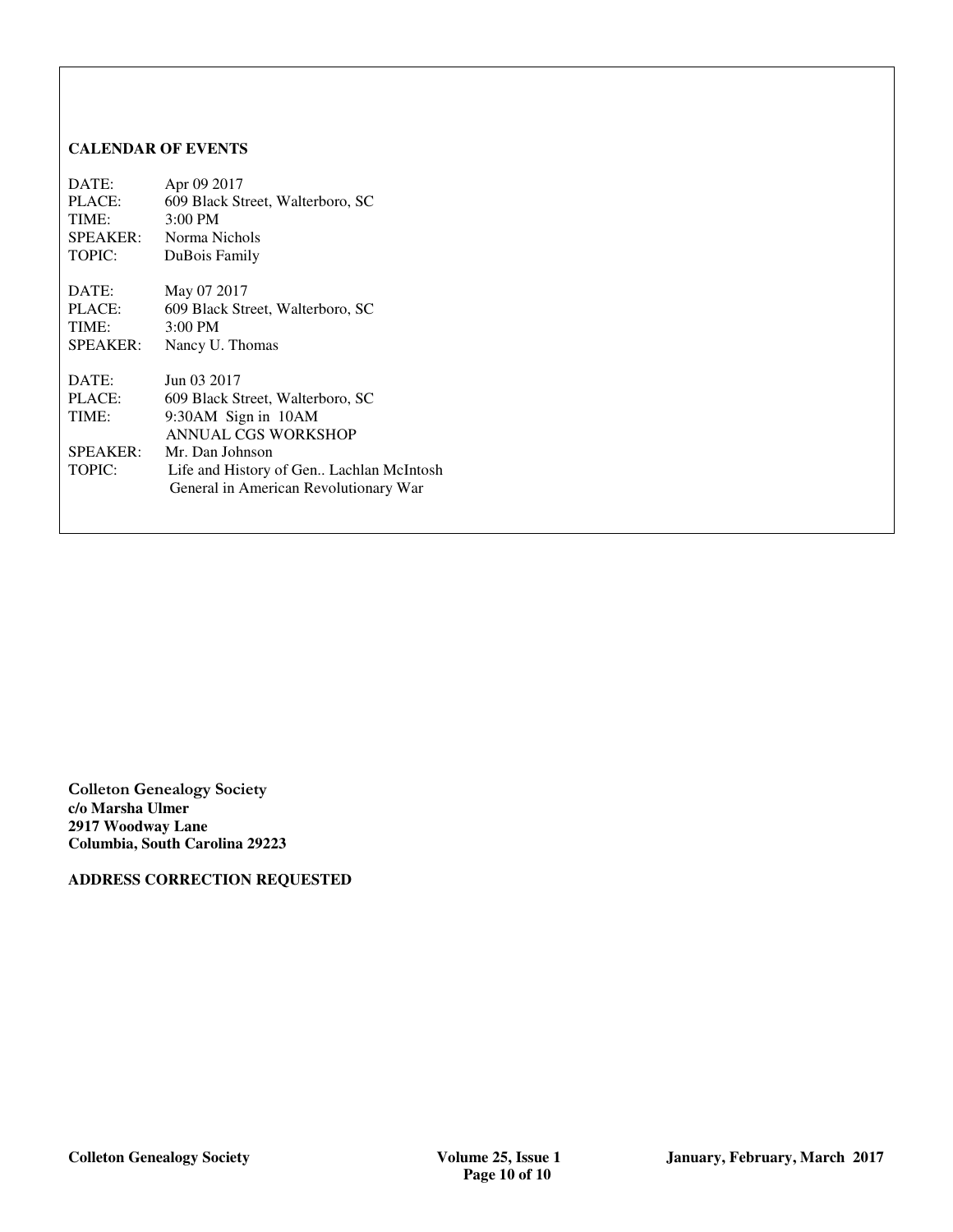**CALENDAR OF EVENTS**

DATE: Apr 09 2017
PLACE: 609 Black Street, Walterboro, SC
TIME: 3:00 PM
SPEAKER: Norma Nichols
TOPIC: DuBois Family

DATE: May 07 2017
PLACE: 609 Black Street, Walterboro, SC
TIME: 3:00 PM
SPEAKER: Nancy U. Thomas

DATE: Jun 03 2017
PLACE: 609 Black Street, Walterboro, SC
TIME: 9:30AM Sign in 10AM
ANNUAL CGS WORKSHOP
SPEAKER: Mr. Dan Johnson
TOPIC: Life and History of Gen.. Lachlan McIntosh
General in American Revolutionary War

**Colleton Genealogy Society**
**c/o Marsha Ulmer**
**2917 Woodway Lane**
**Columbia, South Carolina 29223**

**ADDRESS CORRECTION REQUESTED**